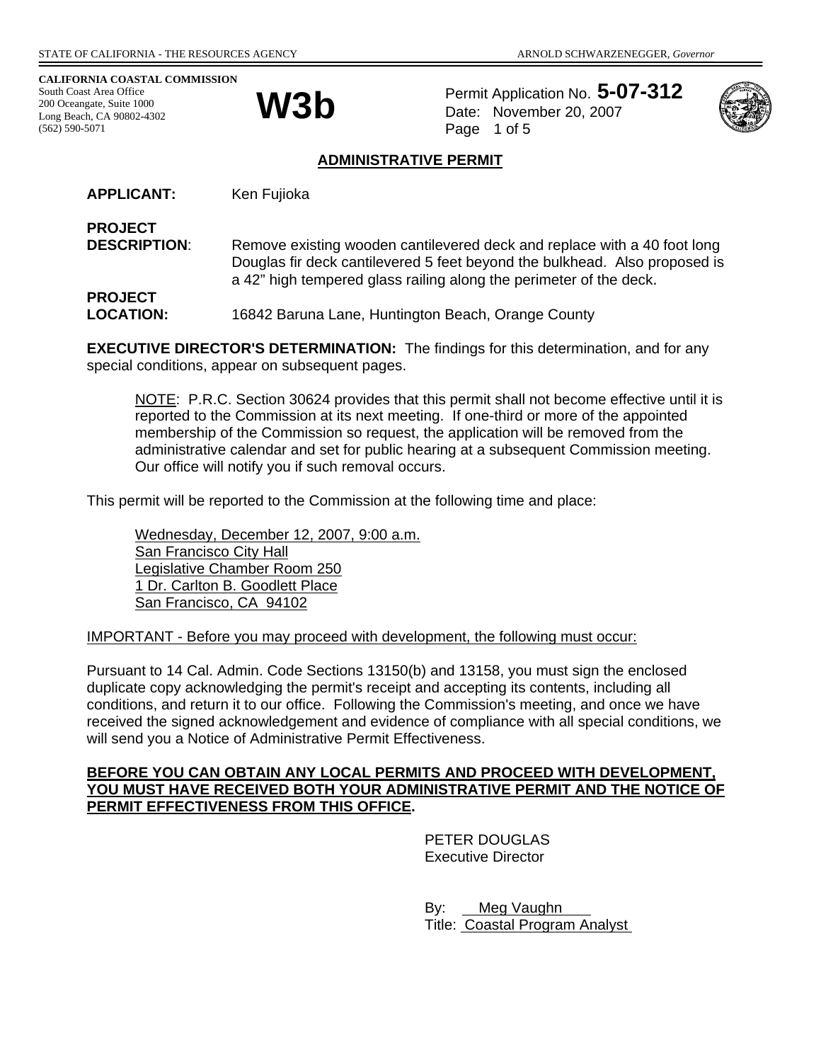STATE OF CALIFORNIA - THE RESOURCES AGENCY

ARNOLD SCHWARZENEGGER, *Governor*

**CALIFORNIA COASTAL COMMISSION**
South Coast Area Office
200 Oceangate, Suite 1000
Long Beach, CA 90802-4302
(562) 590-5071

# W3b

Permit Application No. **5-07-312**
Date: November 20, 2007

## ADMINISTRATIVE PERMIT

**APPLICANT:** Ken Fujioka

**PROJECT DESCRIPTION**: Remove existing wooden cantilevered deck and replace with a 40 foot long Douglas fir deck cantilevered 5 feet beyond the bulkhead. Also proposed is a 42" high tempered glass railing along the perimeter of the deck.

**PROJECT LOCATION:** 16842 Baruna Lane, Huntington Beach, Orange County

**EXECUTIVE DIRECTOR'S DETERMINATION:** The findings for this determination, and for any special conditions, appear on subsequent pages.

> NOTE: P.R.C. Section 30624 provides that this permit shall not become effective until it is reported to the Commission at its next meeting. If one-third or more of the appointed membership of the Commission so request, the application will be removed from the administrative calendar and set for public hearing at a subsequent Commission meeting. Our office will notify you if such removal occurs.

This permit will be reported to the Commission at the following time and place:

> Wednesday, December 12, 2007, 9:00 a.m.
> San Francisco City Hall
> Legislative Chamber Room 250
> 1 Dr. Carlton B. Goodlett Place
> San Francisco, CA 94102

IMPORTANT - Before you may proceed with development, the following must occur:

Pursuant to 14 Cal. Admin. Code Sections 13150(b) and 13158, you must sign the enclosed duplicate copy acknowledging the permit's receipt and accepting its contents, including all conditions, and return it to our office. Following the Commission's meeting, and once we have received the signed acknowledgement and evidence of compliance with all special conditions, we will send you a Notice of Administrative Permit Effectiveness.

**BEFORE YOU CAN OBTAIN ANY LOCAL PERMITS AND PROCEED WITH DEVELOPMENT, YOU MUST HAVE RECEIVED BOTH YOUR ADMINISTRATIVE PERMIT AND THE NOTICE OF PERMIT EFFECTIVENESS FROM THIS OFFICE.**

PETER DOUGLAS
Executive Director

By: Meg Vaughn
Title: Coastal Program Analyst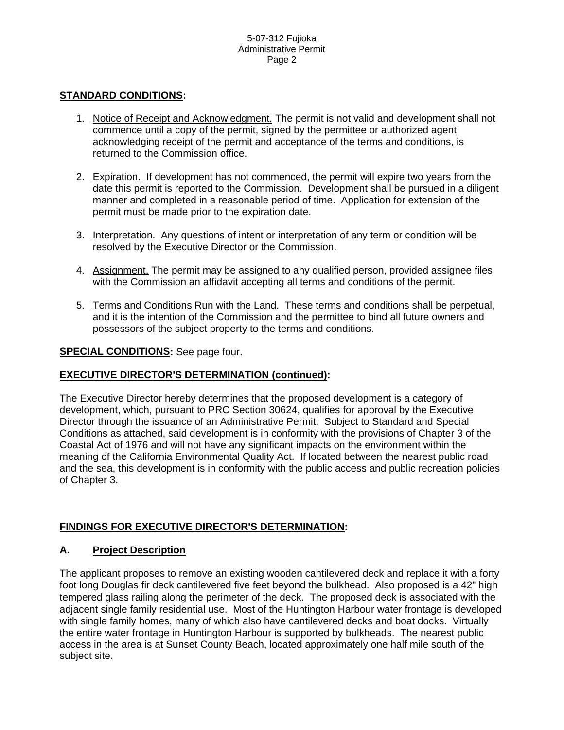**STANDARD CONDITIONS:**

1. Notice of Receipt and Acknowledgment. The permit is not valid and development shall not commence until a copy of the permit, signed by the permittee or authorized agent, acknowledging receipt of the permit and acceptance of the terms and conditions, is returned to the Commission office.

2. Expiration. If development has not commenced, the permit will expire two years from the date this permit is reported to the Commission. Development shall be pursued in a diligent manner and completed in a reasonable period of time. Application for extension of the permit must be made prior to the expiration date.

3. Interpretation. Any questions of intent or interpretation of any term or condition will be resolved by the Executive Director or the Commission.

4. Assignment. The permit may be assigned to any qualified person, provided assignee files with the Commission an affidavit accepting all terms and conditions of the permit.

5. Terms and Conditions Run with the Land. These terms and conditions shall be perpetual, and it is the intention of the Commission and the permittee to bind all future owners and possessors of the subject property to the terms and conditions.

**SPECIAL CONDITIONS:** See page four.

**EXECUTIVE DIRECTOR'S DETERMINATION (continued):**

The Executive Director hereby determines that the proposed development is a category of development, which, pursuant to PRC Section 30624, qualifies for approval by the Executive Director through the issuance of an Administrative Permit. Subject to Standard and Special Conditions as attached, said development is in conformity with the provisions of Chapter 3 of the Coastal Act of 1976 and will not have any significant impacts on the environment within the meaning of the California Environmental Quality Act. If located between the nearest public road and the sea, this development is in conformity with the public access and public recreation policies of Chapter 3.

**FINDINGS FOR EXECUTIVE DIRECTOR'S DETERMINATION:**

## A. Project Description

The applicant proposes to remove an existing wooden cantilevered deck and replace it with a forty foot long Douglas fir deck cantilevered five feet beyond the bulkhead. Also proposed is a 42" high tempered glass railing along the perimeter of the deck. The proposed deck is associated with the adjacent single family residential use. Most of the Huntington Harbour water frontage is developed with single family homes, many of which also have cantilevered decks and boat docks. Virtually the entire water frontage in Huntington Harbour is supported by bulkheads. The nearest public access in the area is at Sunset County Beach, located approximately one half mile south of the subject site.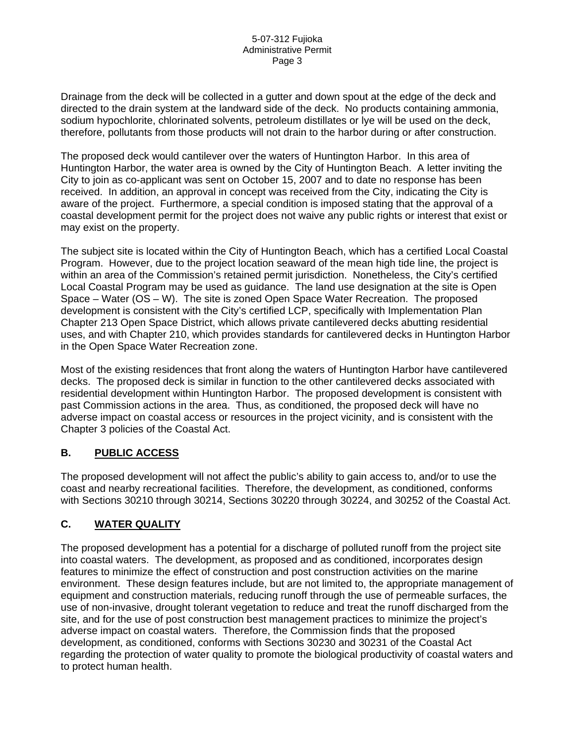Drainage from the deck will be collected in a gutter and down spout at the edge of the deck and directed to the drain system at the landward side of the deck. No products containing ammonia, sodium hypochlorite, chlorinated solvents, petroleum distillates or lye will be used on the deck, therefore, pollutants from those products will not drain to the harbor during or after construction.

The proposed deck would cantilever over the waters of Huntington Harbor. In this area of Huntington Harbor, the water area is owned by the City of Huntington Beach. A letter inviting the City to join as co-applicant was sent on October 15, 2007 and to date no response has been received. In addition, an approval in concept was received from the City, indicating the City is aware of the project. Furthermore, a special condition is imposed stating that the approval of a coastal development permit for the project does not waive any public rights or interest that exist or may exist on the property.

The subject site is located within the City of Huntington Beach, which has a certified Local Coastal Program. However, due to the project location seaward of the mean high tide line, the project is within an area of the Commission's retained permit jurisdiction. Nonetheless, the City's certified Local Coastal Program may be used as guidance. The land use designation at the site is Open Space – Water (OS – W). The site is zoned Open Space Water Recreation. The proposed development is consistent with the City's certified LCP, specifically with Implementation Plan Chapter 213 Open Space District, which allows private cantilevered decks abutting residential uses, and with Chapter 210, which provides standards for cantilevered decks in Huntington Harbor in the Open Space Water Recreation zone.

Most of the existing residences that front along the waters of Huntington Harbor have cantilevered decks. The proposed deck is similar in function to the other cantilevered decks associated with residential development within Huntington Harbor. The proposed development is consistent with past Commission actions in the area. Thus, as conditioned, the proposed deck will have no adverse impact on coastal access or resources in the project vicinity, and is consistent with the Chapter 3 policies of the Coastal Act.

## B. PUBLIC ACCESS

The proposed development will not affect the public's ability to gain access to, and/or to use the coast and nearby recreational facilities. Therefore, the development, as conditioned, conforms with Sections 30210 through 30214, Sections 30220 through 30224, and 30252 of the Coastal Act.

## C. WATER QUALITY

The proposed development has a potential for a discharge of polluted runoff from the project site into coastal waters. The development, as proposed and as conditioned, incorporates design features to minimize the effect of construction and post construction activities on the marine environment. These design features include, but are not limited to, the appropriate management of equipment and construction materials, reducing runoff through the use of permeable surfaces, the use of non-invasive, drought tolerant vegetation to reduce and treat the runoff discharged from the site, and for the use of post construction best management practices to minimize the project's adverse impact on coastal waters. Therefore, the Commission finds that the proposed development, as conditioned, conforms with Sections 30230 and 30231 of the Coastal Act regarding the protection of water quality to promote the biological productivity of coastal waters and to protect human health.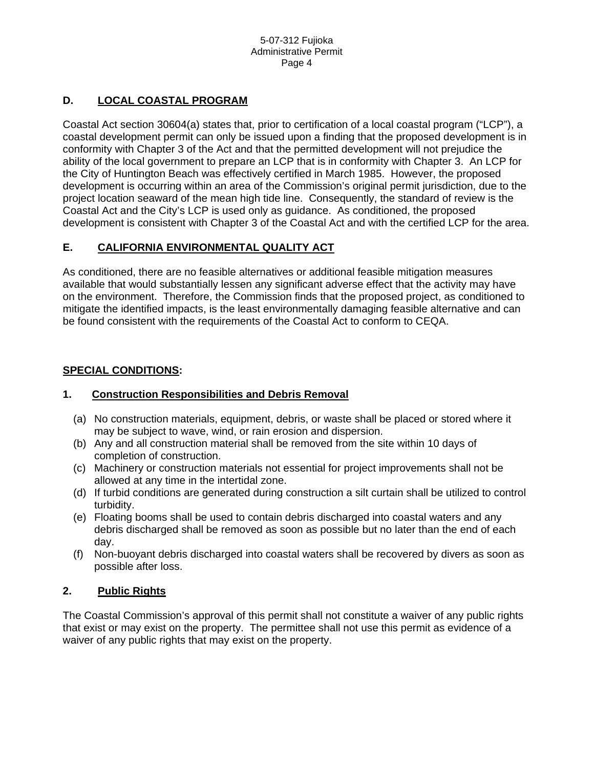## D. LOCAL COASTAL PROGRAM

Coastal Act section 30604(a) states that, prior to certification of a local coastal program ("LCP"), a coastal development permit can only be issued upon a finding that the proposed development is in conformity with Chapter 3 of the Act and that the permitted development will not prejudice the ability of the local government to prepare an LCP that is in conformity with Chapter 3. An LCP for the City of Huntington Beach was effectively certified in March 1985. However, the proposed development is occurring within an area of the Commission's original permit jurisdiction, due to the project location seaward of the mean high tide line. Consequently, the standard of review is the Coastal Act and the City's LCP is used only as guidance. As conditioned, the proposed development is consistent with Chapter 3 of the Coastal Act and with the certified LCP for the area.

## E. CALIFORNIA ENVIRONMENTAL QUALITY ACT

As conditioned, there are no feasible alternatives or additional feasible mitigation measures available that would substantially lessen any significant adverse effect that the activity may have on the environment. Therefore, the Commission finds that the proposed project, as conditioned to mitigate the identified impacts, is the least environmentally damaging feasible alternative and can be found consistent with the requirements of the Coastal Act to conform to CEQA.

## SPECIAL CONDITIONS:

### 1. Construction Responsibilities and Debris Removal

(a) No construction materials, equipment, debris, or waste shall be placed or stored where it may be subject to wave, wind, or rain erosion and dispersion.
(b) Any and all construction material shall be removed from the site within 10 days of completion of construction.
(c) Machinery or construction materials not essential for project improvements shall not be allowed at any time in the intertidal zone.
(d) If turbid conditions are generated during construction a silt curtain shall be utilized to control turbidity.
(e) Floating booms shall be used to contain debris discharged into coastal waters and any debris discharged shall be removed as soon as possible but no later than the end of each day.
(f) Non-buoyant debris discharged into coastal waters shall be recovered by divers as soon as possible after loss.

### 2. Public Rights

The Coastal Commission's approval of this permit shall not constitute a waiver of any public rights that exist or may exist on the property. The permittee shall not use this permit as evidence of a waiver of any public rights that may exist on the property.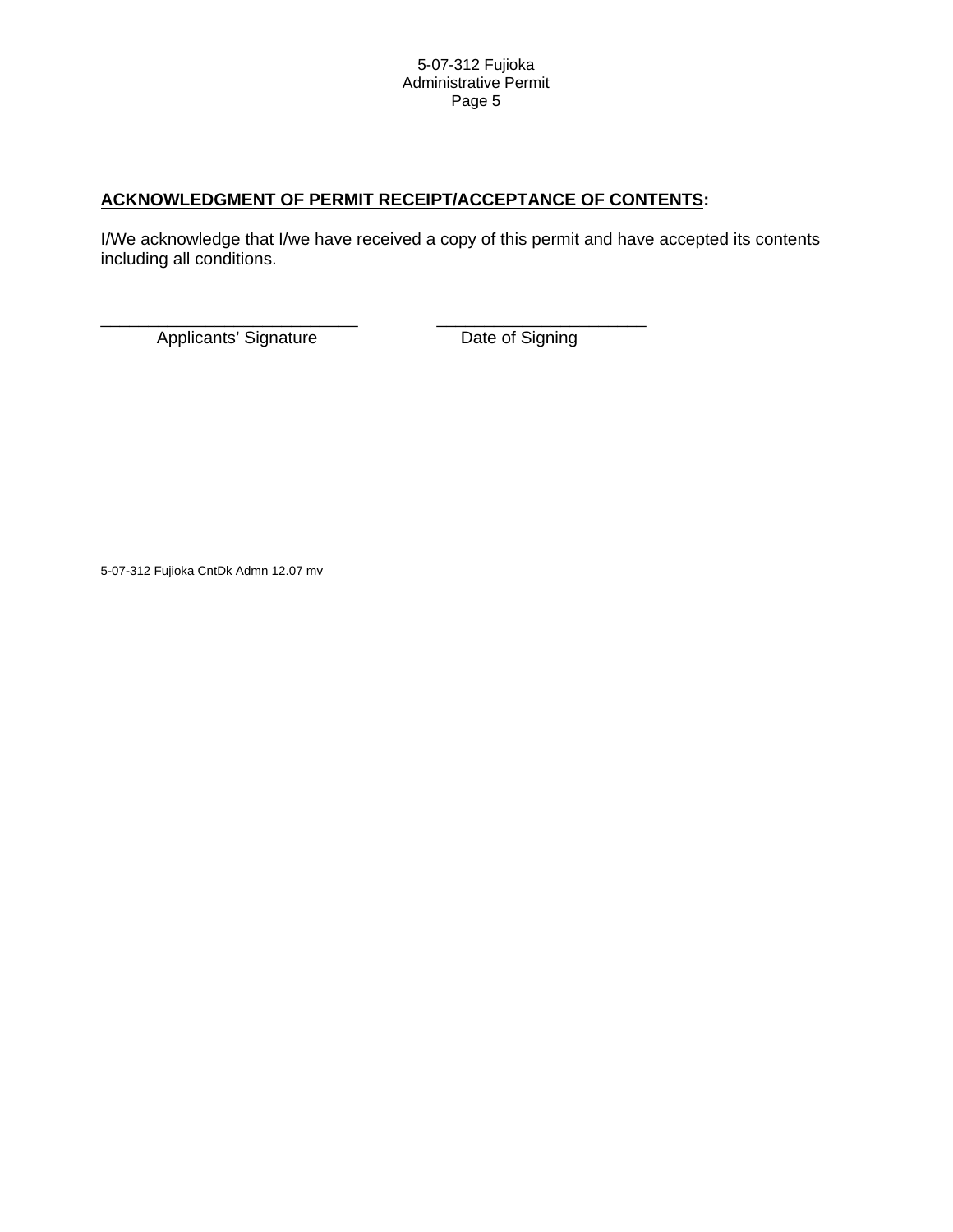**ACKNOWLEDGMENT OF PERMIT RECEIPT/ACCEPTANCE OF CONTENTS:**

I/We acknowledge that I/we have received a copy of this permit and have accepted its contents including all conditions.

\_\_\_\_\_\_\_\_\_\_\_\_\_\_\_\_\_\_\_\_\_\_\_\_\_\_\_\_ \_\_\_\_\_\_\_\_\_\_\_\_\_\_\_\_\_\_\_\_\_\_\_

Applicants' Signature Date of Signing

5-07-312 Fujioka CntDk Admn 12.07 mv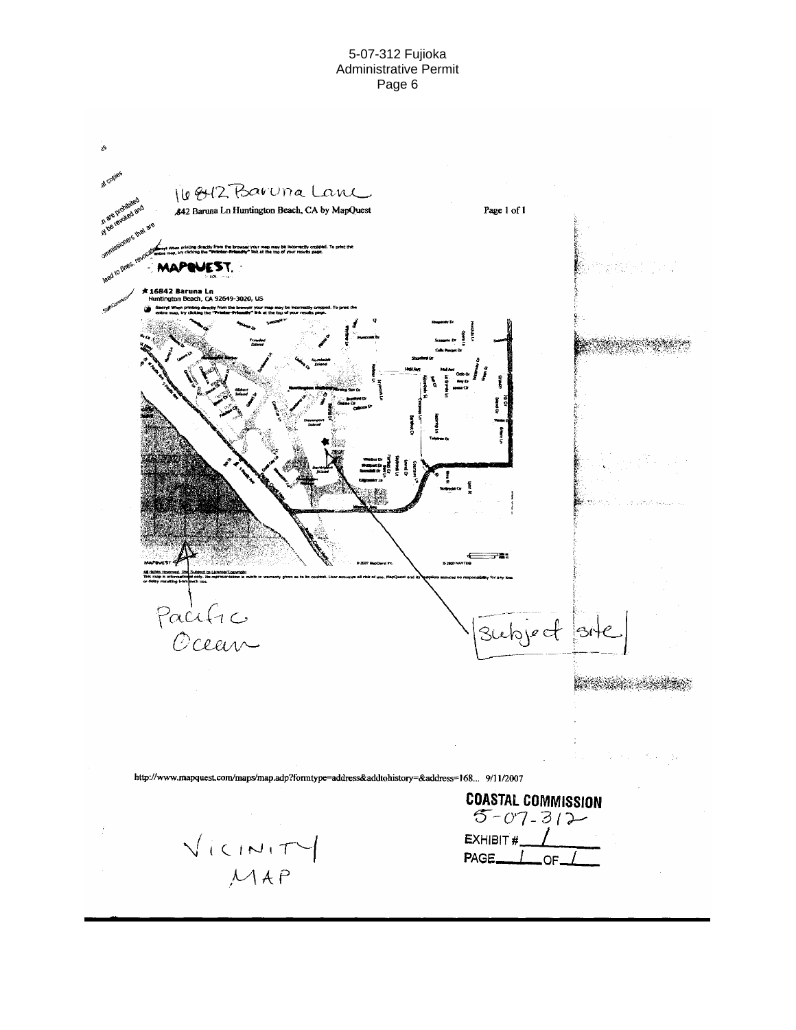16842 Baruna Lane

16842 Baruna Ln Huntington Beach, CA by MapQuest

Page 1 of 1

Sorry! When printing directly from the browser your map may be incorrectly cropped. To print the entire map, try clicking the "Printer-Friendly" link at the top of your results page.

MAPQUEST.

★ 16842 Baruna Ln
Huntington Beach, CA 92649-3020, US

Sorry! When printing directly from the browser your map may be incorrectly cropped. To print the entire map, try clicking the "Printer-Friendly" link at the top of your results page.

All rights reserved. Use Subject to License/Copyright
This map is informational only. No representation is made or warranty given as to its content. User assumes all risk of use. MapQuest and its suppliers assume no responsibility for any loss or delay resulting from such use.

Pacific Ocean

Subject site

http://www.mapquest.com/maps/map.adp?formtype=address&addtohistory=&address=168... 9/11/2007

VICINITY MAP

COASTAL COMMISSION
5-07-312
EXHIBIT # 1
PAGE 1 OF 1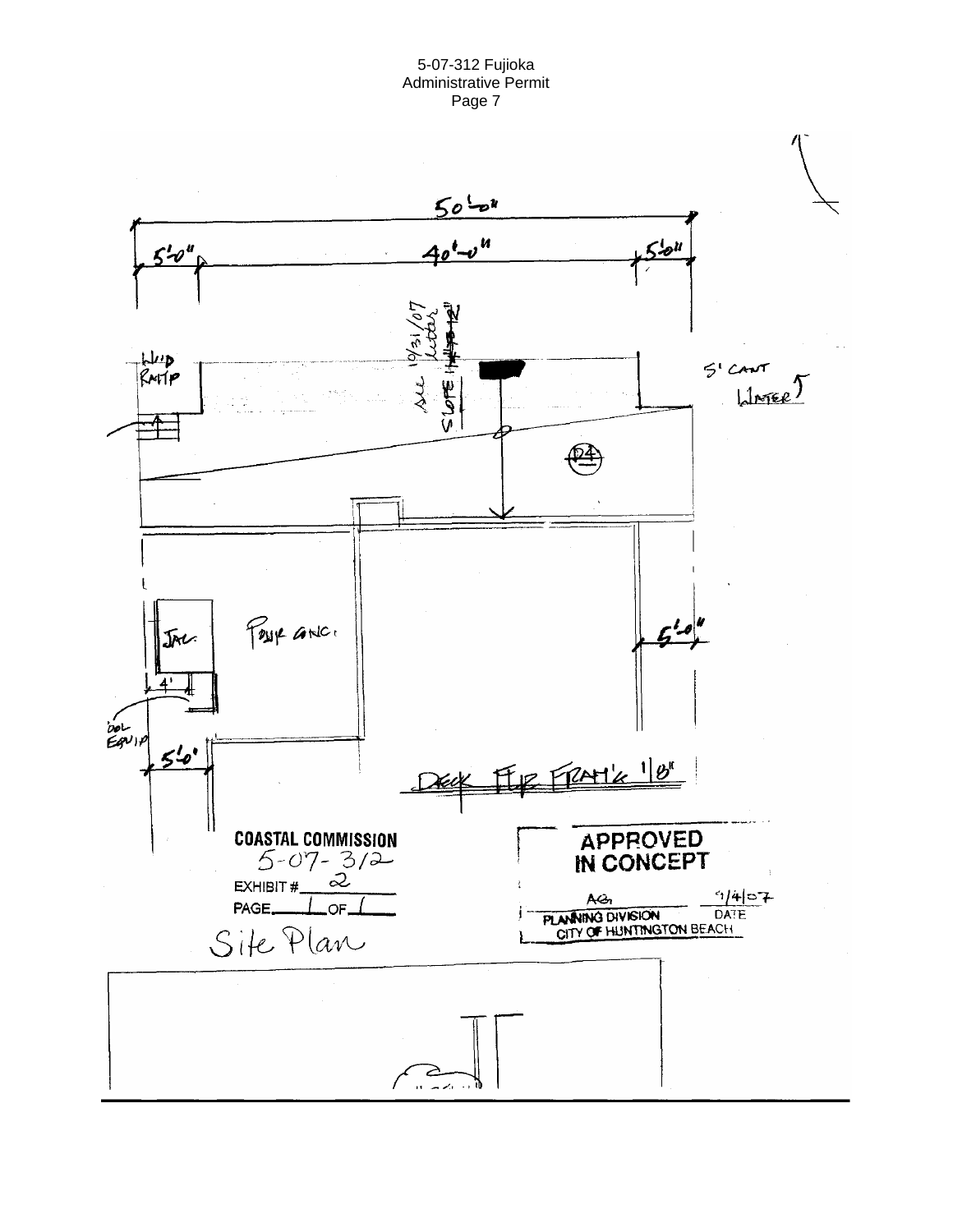50'-0"

5'-0" 40'-0" 5'-0"

WD RAMP

see 10/31/07 letter

SLOPE 1/4" TO 12"

5' CANT WATER

D4

JAC.

POUR CONC.

4'

5'-0"

POOL EQUIP

5'-0"

DECK FLR FRAM'G 1/8"

**COASTAL COMMISSION**
5-07-312
EXHIBIT # 2
PAGE 1 OF 1

Site Plan

**APPROVED IN CONCEPT**
AG 9/4/07
PLANNING DIVISION DATE
CITY OF HUNTINGTON BEACH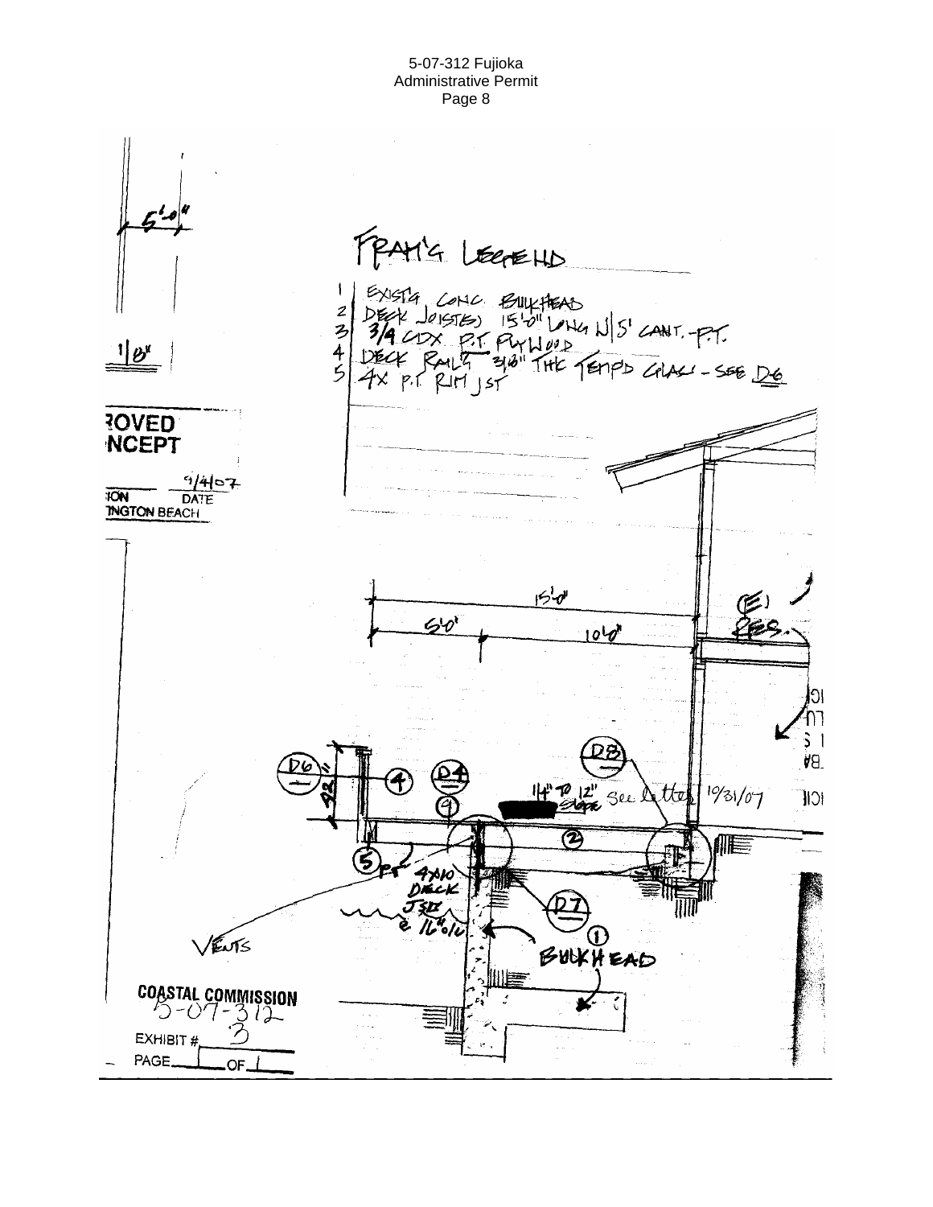FRAM'G LEGEND

1 | EXIST'G CONC. BULKHEAD
2 | DECK JOISTS (E) 15'-0" LONG W/ 5' CANT. - P.T.
3 | 3/4 CDX P.T. PLYWOOD
4 | DECK RAIL'G 3/8" THK TEMP'D GLASS - SEE D6
5 | 4X P.T. RIM JST

5'-0"

1/8"

ROVED
NCEPT

9/4/07
ION DATE
INGTON BEACH

15'-0"

5'-0"

10'-0"

(E) RES.

D6

D4

D8

4

9

2

5

D7

1

BULKHEAD

4X10 DECK JST @ 16" o/c

P.T.

1/4" TO 12" slope See letter 10/31/07

VENTS

COASTAL COMMISSION
5-07-312
EXHIBIT # 3
PAGE 1 OF 1